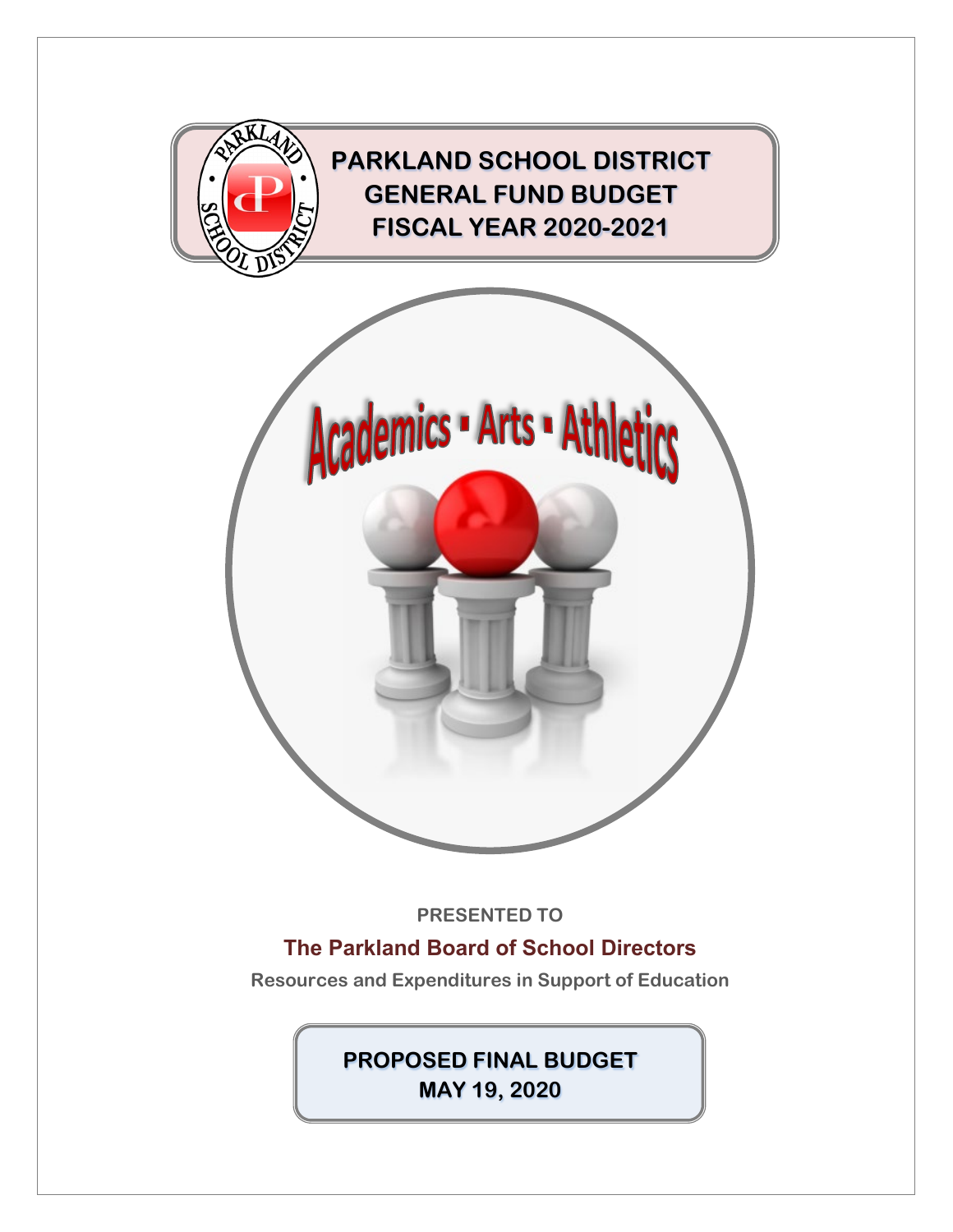# PARKLAND SCHOOL DISTRICT GENERAL FUND BUDGET FISCAL YEAR 2020-2021

Academics ▪ Arts ▪ Athletics

**PRESENTED TO**

**The Parkland Board of School Directors**

**Resources and Expenditures in Support of Education**

**PROPOSED FINAL BUDGET**
**MAY 19, 2020**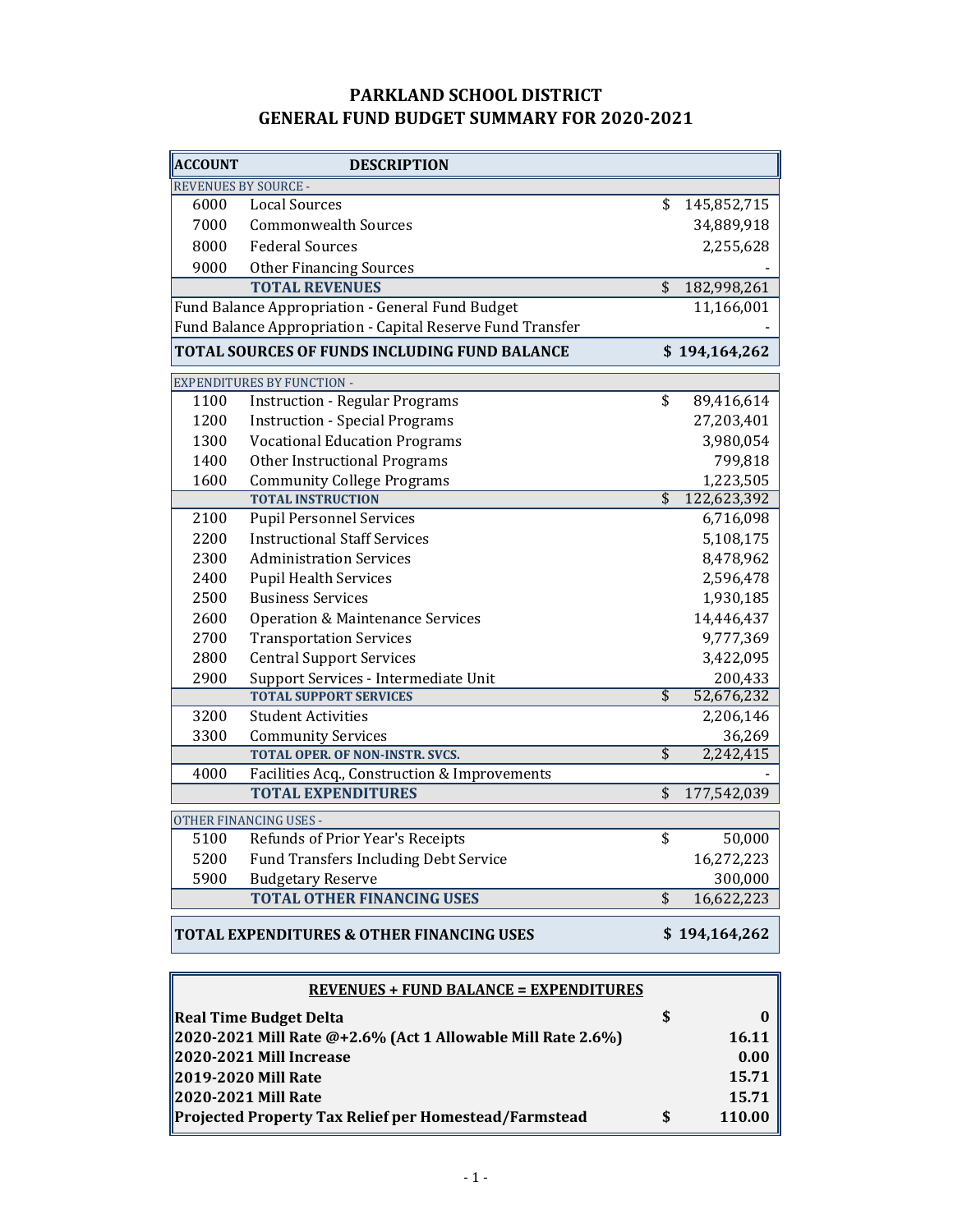# PARKLAND SCHOOL DISTRICT
## GENERAL FUND BUDGET SUMMARY FOR 2020-2021

| ACCOUNT | DESCRIPTION | |
|---|---|---|
| REVENUES BY SOURCE - | | |
| 6000 | Local Sources | $ 145,852,715 |
| 7000 | Commonwealth Sources | 34,889,918 |
| 8000 | Federal Sources | 2,255,628 |
| 9000 | Other Financing Sources | - |
| | **TOTAL REVENUES** | $ 182,998,261 |
| Fund Balance Appropriation - General Fund Budget | | 11,166,001 |
| Fund Balance Appropriation - Capital Reserve Fund Transfer | | - |
| **TOTAL SOURCES OF FUNDS INCLUDING FUND BALANCE** | | **$ 194,164,262** |
| EXPENDITURES BY FUNCTION - | | |
| 1100 | Instruction - Regular Programs | $ 89,416,614 |
| 1200 | Instruction - Special Programs | 27,203,401 |
| 1300 | Vocational Education Programs | 3,980,054 |
| 1400 | Other Instructional Programs | 799,818 |
| 1600 | Community College Programs | 1,223,505 |
| | **TOTAL INSTRUCTION** | $ 122,623,392 |
| 2100 | Pupil Personnel Services | 6,716,098 |
| 2200 | Instructional Staff Services | 5,108,175 |
| 2300 | Administration Services | 8,478,962 |
| 2400 | Pupil Health Services | 2,596,478 |
| 2500 | Business Services | 1,930,185 |
| 2600 | Operation & Maintenance Services | 14,446,437 |
| 2700 | Transportation Services | 9,777,369 |
| 2800 | Central Support Services | 3,422,095 |
| 2900 | Support Services - Intermediate Unit | 200,433 |
| | **TOTAL SUPPORT SERVICES** | $ 52,676,232 |
| 3200 | Student Activities | 2,206,146 |
| 3300 | Community Services | 36,269 |
| | **TOTAL OPER. OF NON-INSTR. SVCS.** | $ 2,242,415 |
| 4000 | Facilities Acq., Construction & Improvements | - |
| | **TOTAL EXPENDITURES** | $ 177,542,039 |
| OTHER FINANCING USES - | | |
| 5100 | Refunds of Prior Year's Receipts | $ 50,000 |
| 5200 | Fund Transfers Including Debt Service | 16,272,223 |
| 5900 | Budgetary Reserve | 300,000 |
| | **TOTAL OTHER FINANCING USES** | $ 16,622,223 |
| **TOTAL EXPENDITURES & OTHER FINANCING USES** | | **$ 194,164,262** |

| **REVENUES + FUND BALANCE = EXPENDITURES** | |
|---|---|
| **Real Time Budget Delta** | **$ 0** |
| **2020-2021 Mill Rate @+2.6% (Act 1 Allowable Mill Rate 2.6%)** | **16.11** |
| **2020-2021 Mill Increase** | **0.00** |
| **2019-2020 Mill Rate** | **15.71** |
| **2020-2021 Mill Rate** | **15.71** |
| **Projected Property Tax Relief per Homestead/Farmstead** | **$ 110.00** |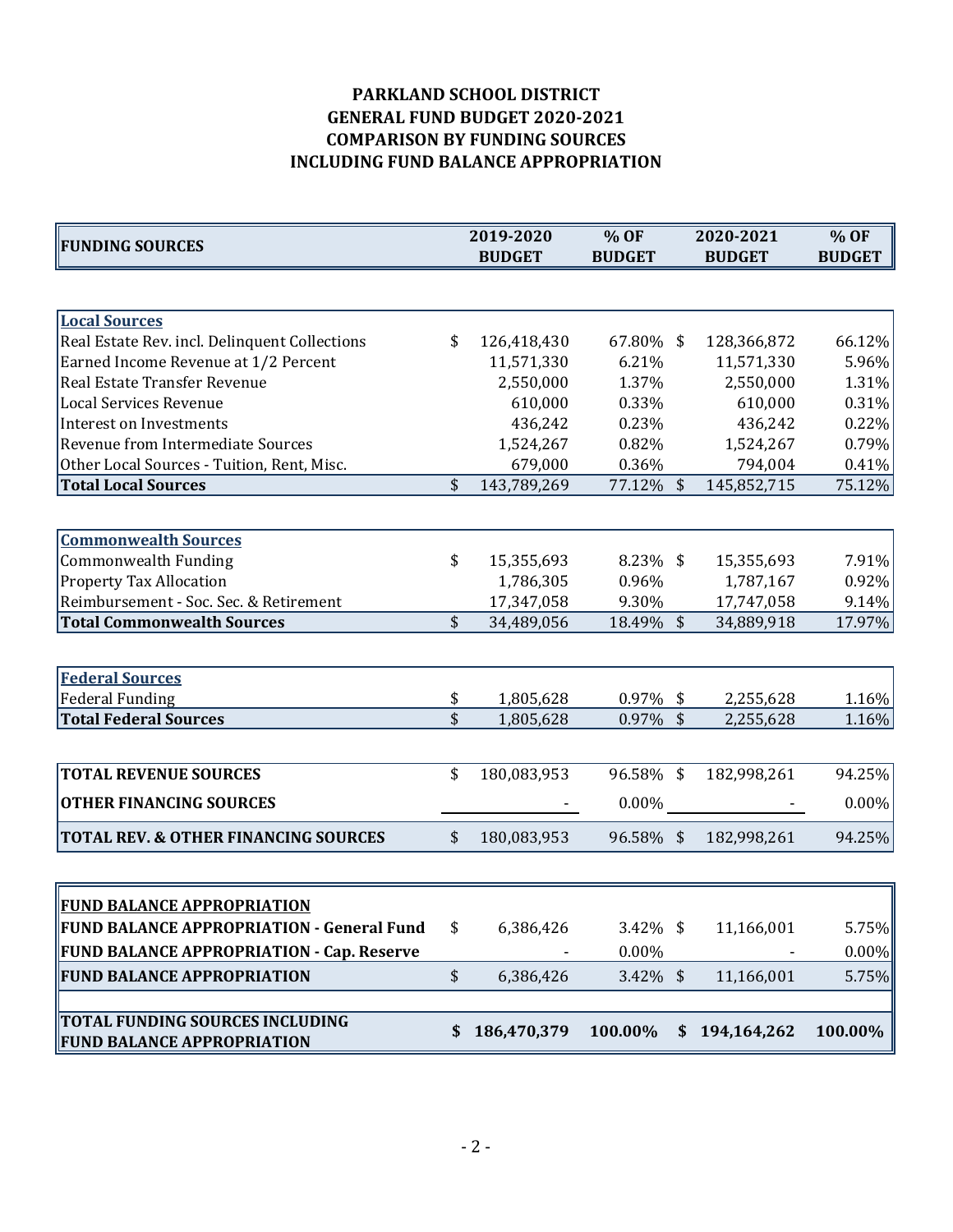**PARKLAND SCHOOL DISTRICT**
**GENERAL FUND BUDGET 2020-2021**
**COMPARISON BY FUNDING SOURCES**
**INCLUDING FUND BALANCE APPROPRIATION**

| FUNDING SOURCES | 2019-2020 BUDGET | % OF BUDGET | 2020-2021 BUDGET | % OF BUDGET |
|---|---|---|---|---|
| **Local Sources** | | | | |
| Real Estate Rev. incl. Delinquent Collections | $ 126,418,430 | 67.80% | $ 128,366,872 | 66.12% |
| Earned Income Revenue at 1/2 Percent | 11,571,330 | 6.21% | 11,571,330 | 5.96% |
| Real Estate Transfer Revenue | 2,550,000 | 1.37% | 2,550,000 | 1.31% |
| Local Services Revenue | 610,000 | 0.33% | 610,000 | 0.31% |
| Interest on Investments | 436,242 | 0.23% | 436,242 | 0.22% |
| Revenue from Intermediate Sources | 1,524,267 | 0.82% | 1,524,267 | 0.79% |
| Other Local Sources - Tuition, Rent, Misc. | 679,000 | 0.36% | 794,004 | 0.41% |
| **Total Local Sources** | $ 143,789,269 | 77.12% | $ 145,852,715 | 75.12% |
| **Commonwealth Sources** | | | | |
| Commonwealth Funding | $ 15,355,693 | 8.23% | $ 15,355,693 | 7.91% |
| Property Tax Allocation | 1,786,305 | 0.96% | 1,787,167 | 0.92% |
| Reimbursement - Soc. Sec. & Retirement | 17,347,058 | 9.30% | 17,747,058 | 9.14% |
| **Total Commonwealth Sources** | $ 34,489,056 | 18.49% | $ 34,889,918 | 17.97% |
| **Federal Sources** | | | | |
| Federal Funding | $ 1,805,628 | 0.97% | $ 2,255,628 | 1.16% |
| **Total Federal Sources** | $ 1,805,628 | 0.97% | $ 2,255,628 | 1.16% |
| **TOTAL REVENUE SOURCES** | $ 180,083,953 | 96.58% | $ 182,998,261 | 94.25% |
| **OTHER FINANCING SOURCES** | - | 0.00% | - | 0.00% |
| **TOTAL REV. & OTHER FINANCING SOURCES** | $ 180,083,953 | 96.58% | $ 182,998,261 | 94.25% |
| **FUND BALANCE APPROPRIATION** | | | | |
| **FUND BALANCE APPROPRIATION - General Fund** | $ 6,386,426 | 3.42% | $ 11,166,001 | 5.75% |
| **FUND BALANCE APPROPRIATION - Cap. Reserve** | - | 0.00% | - | 0.00% |
| **FUND BALANCE APPROPRIATION** | $ 6,386,426 | 3.42% | $ 11,166,001 | 5.75% |
| **TOTAL FUNDING SOURCES INCLUDING FUND BALANCE APPROPRIATION** | **$ 186,470,379** | **100.00%** | **$ 194,164,262** | **100.00%** |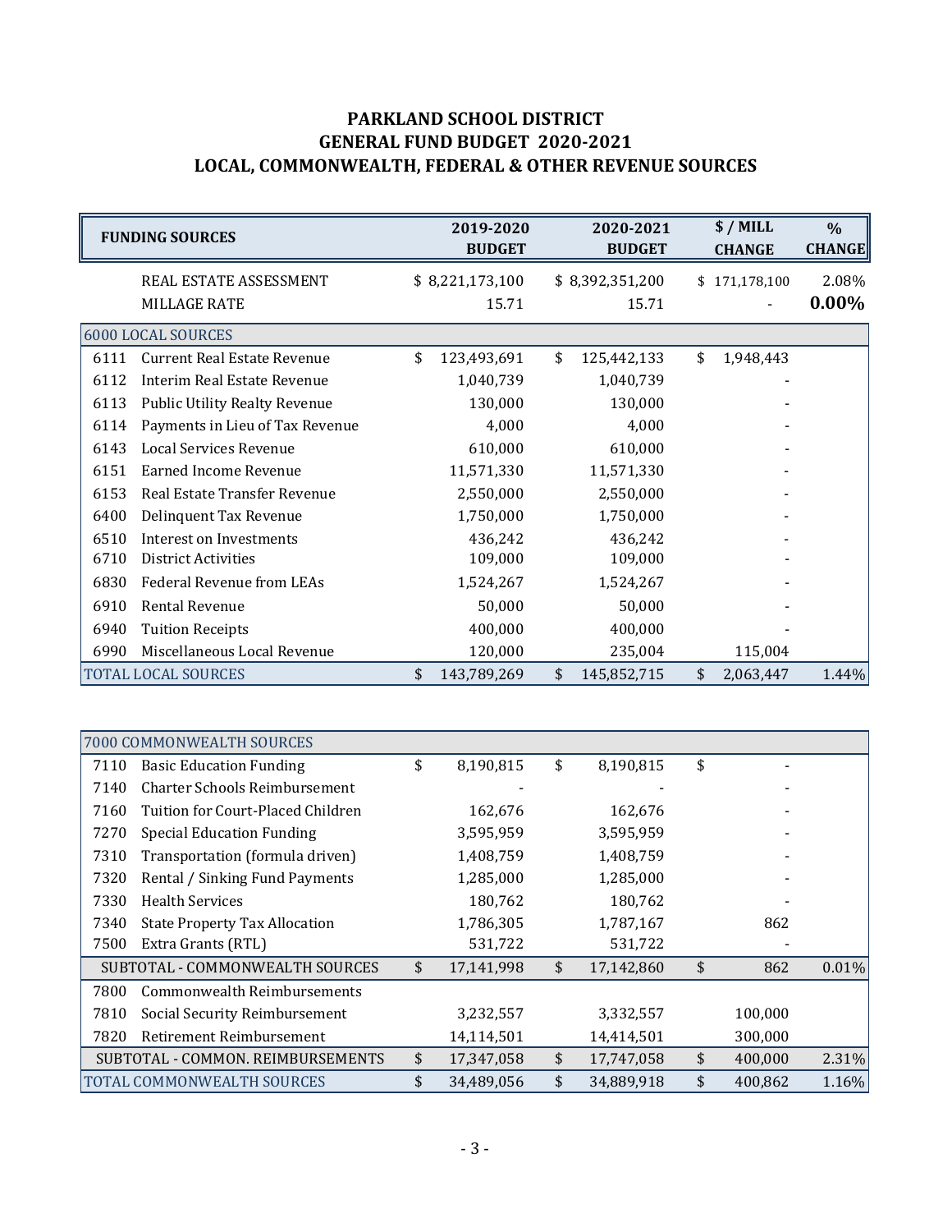# PARKLAND SCHOOL DISTRICT
## GENERAL FUND BUDGET 2020-2021
## LOCAL, COMMONWEALTH, FEDERAL & OTHER REVENUE SOURCES

| FUNDING SOURCES | | 2019-2020 BUDGET | 2020-2021 BUDGET | $ / MILL CHANGE | % CHANGE |
|---|---|---|---|---|---|
| | REAL ESTATE ASSESSMENT | $ 8,221,173,100 | $ 8,392,351,200 | $ 171,178,100 | 2.08% |
| | MILLAGE RATE | 15.71 | 15.71 | - | **0.00%** |
| 6000 LOCAL SOURCES | | | | | |
| 6111 | Current Real Estate Revenue | $ 123,493,691 | $ 125,442,133 | $ 1,948,443 | |
| 6112 | Interim Real Estate Revenue | 1,040,739 | 1,040,739 | - | |
| 6113 | Public Utility Realty Revenue | 130,000 | 130,000 | - | |
| 6114 | Payments in Lieu of Tax Revenue | 4,000 | 4,000 | - | |
| 6143 | Local Services Revenue | 610,000 | 610,000 | - | |
| 6151 | Earned Income Revenue | 11,571,330 | 11,571,330 | - | |
| 6153 | Real Estate Transfer Revenue | 2,550,000 | 2,550,000 | - | |
| 6400 | Delinquent Tax Revenue | 1,750,000 | 1,750,000 | - | |
| 6510 | Interest on Investments | 436,242 | 436,242 | - | |
| 6710 | District Activities | 109,000 | 109,000 | - | |
| 6830 | Federal Revenue from LEAs | 1,524,267 | 1,524,267 | - | |
| 6910 | Rental Revenue | 50,000 | 50,000 | - | |
| 6940 | Tuition Receipts | 400,000 | 400,000 | - | |
| 6990 | Miscellaneous Local Revenue | 120,000 | 235,004 | 115,004 | |
| TOTAL LOCAL SOURCES | | $ 143,789,269 | $ 145,852,715 | $ 2,063,447 | 1.44% |

| | | | | | |
|---|---|---|---|---|---|
| 7000 COMMONWEALTH SOURCES | | | | | |
| 7110 | Basic Education Funding | $ 8,190,815 | $ 8,190,815 | $ - | |
| 7140 | Charter Schools Reimbursement | - | - | - | |
| 7160 | Tuition for Court-Placed Children | 162,676 | 162,676 | - | |
| 7270 | Special Education Funding | 3,595,959 | 3,595,959 | - | |
| 7310 | Transportation (formula driven) | 1,408,759 | 1,408,759 | - | |
| 7320 | Rental / Sinking Fund Payments | 1,285,000 | 1,285,000 | - | |
| 7330 | Health Services | 180,762 | 180,762 | - | |
| 7340 | State Property Tax Allocation | 1,786,305 | 1,787,167 | 862 | |
| 7500 | Extra Grants (RTL) | 531,722 | 531,722 | - | |
| SUBTOTAL - COMMONWEALTH SOURCES | | $ 17,141,998 | $ 17,142,860 | $ 862 | 0.01% |
| 7800 | Commonwealth Reimbursements | | | | |
| 7810 | Social Security Reimbursement | 3,232,557 | 3,332,557 | 100,000 | |
| 7820 | Retirement Reimbursement | 14,114,501 | 14,414,501 | 300,000 | |
| SUBTOTAL - COMMON. REIMBURSEMENTS | | $ 17,347,058 | $ 17,747,058 | $ 400,000 | 2.31% |
| TOTAL COMMONWEALTH SOURCES | | $ 34,489,056 | $ 34,889,918 | $ 400,862 | 1.16% |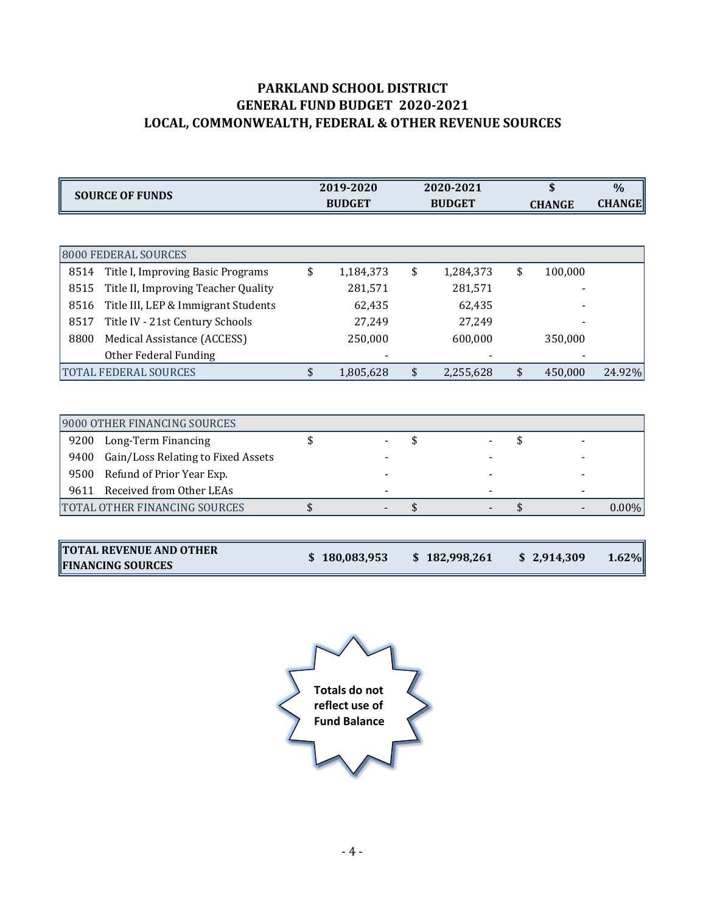# PARKLAND SCHOOL DISTRICT
## GENERAL FUND BUDGET 2020-2021
## LOCAL, COMMONWEALTH, FEDERAL & OTHER REVENUE SOURCES

| | SOURCE OF FUNDS | 2019-2020 BUDGET | 2020-2021 BUDGET | $ CHANGE | % CHANGE |
|---|---|---|---|---|---|
| **8000 FEDERAL SOURCES** | | | | | |
| 8514 | Title I, Improving Basic Programs | $ 1,184,373 | $ 1,284,373 | $ 100,000 | |
| 8515 | Title II, Improving Teacher Quality | 281,571 | 281,571 | - | |
| 8516 | Title III, LEP & Immigrant Students | 62,435 | 62,435 | - | |
| 8517 | Title IV - 21st Century Schools | 27,249 | 27,249 | - | |
| 8800 | Medical Assistance (ACCESS) | 250,000 | 600,000 | 350,000 | |
| | Other Federal Funding | - | - | - | |
| **TOTAL FEDERAL SOURCES** | | $ 1,805,628 | $ 2,255,628 | $ 450,000 | 24.92% |
| **9000 OTHER FINANCING SOURCES** | | | | | |
| 9200 | Long-Term Financing | $ - | $ - | $ - | |
| 9400 | Gain/Loss Relating to Fixed Assets | - | - | - | |
| 9500 | Refund of Prior Year Exp. | - | - | - | |
| 9611 | Received from Other LEAs | - | - | - | |
| **TOTAL OTHER FINANCING SOURCES** | | $ - | $ - | $ - | 0.00% |
| **TOTAL REVENUE AND OTHER FINANCING SOURCES** | | **$ 180,083,953** | **$ 182,998,261** | **$ 2,914,309** | **1.62%** |

**Totals do not reflect use of Fund Balance**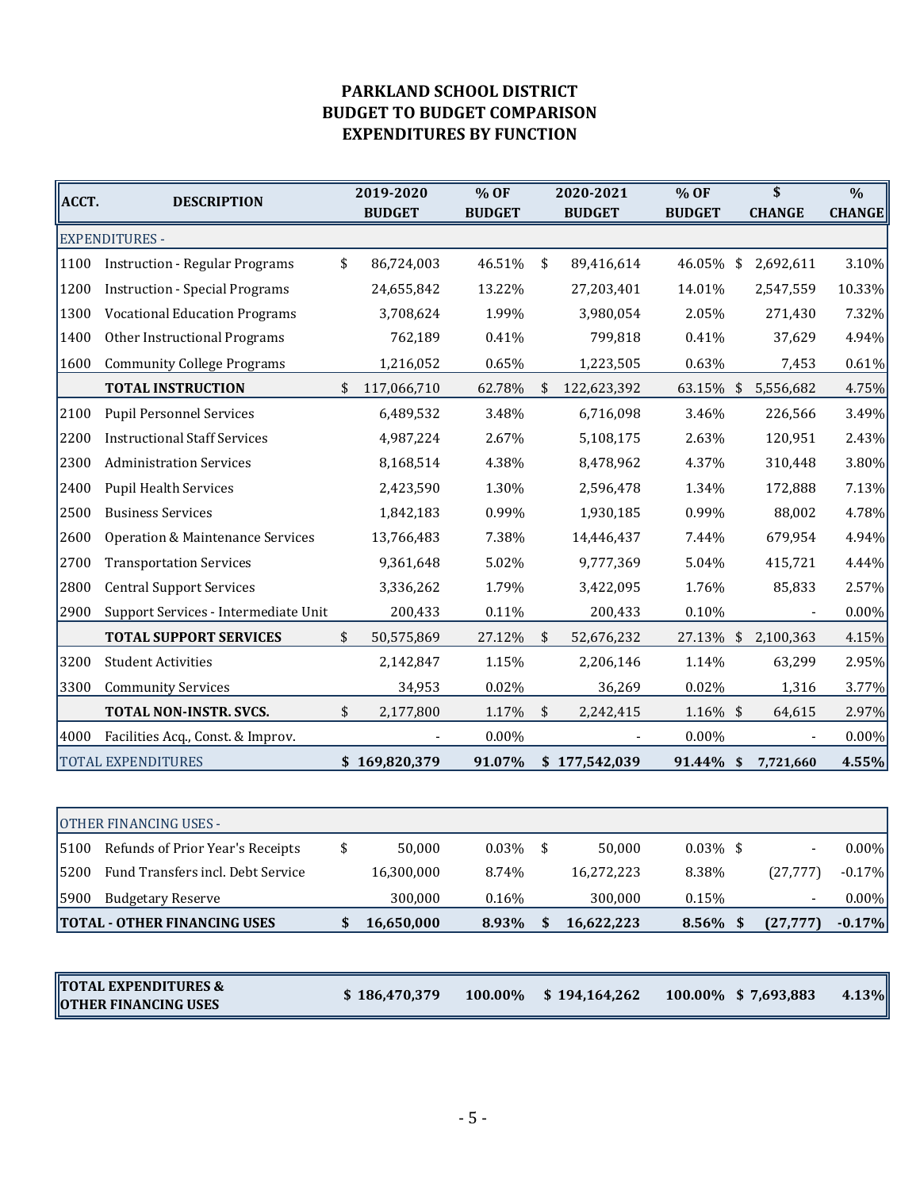# PARKLAND SCHOOL DISTRICT
## BUDGET TO BUDGET COMPARISON
## EXPENDITURES BY FUNCTION

| ACCT. | DESCRIPTION | 2019-2020 BUDGET | % OF BUDGET | 2020-2021 BUDGET | % OF BUDGET | $ CHANGE | % CHANGE |
|---|---|---|---|---|---|---|---|
| EXPENDITURES - | | | | | | | |
| 1100 | Instruction - Regular Programs | $ 86,724,003 | 46.51% | $ 89,416,614 | 46.05% | $ 2,692,611 | 3.10% |
| 1200 | Instruction - Special Programs | 24,655,842 | 13.22% | 27,203,401 | 14.01% | 2,547,559 | 10.33% |
| 1300 | Vocational Education Programs | 3,708,624 | 1.99% | 3,980,054 | 2.05% | 271,430 | 7.32% |
| 1400 | Other Instructional Programs | 762,189 | 0.41% | 799,818 | 0.41% | 37,629 | 4.94% |
| 1600 | Community College Programs | 1,216,052 | 0.65% | 1,223,505 | 0.63% | 7,453 | 0.61% |
| | **TOTAL INSTRUCTION** | $ 117,066,710 | 62.78% | $ 122,623,392 | 63.15% | $ 5,556,682 | 4.75% |
| 2100 | Pupil Personnel Services | 6,489,532 | 3.48% | 6,716,098 | 3.46% | 226,566 | 3.49% |
| 2200 | Instructional Staff Services | 4,987,224 | 2.67% | 5,108,175 | 2.63% | 120,951 | 2.43% |
| 2300 | Administration Services | 8,168,514 | 4.38% | 8,478,962 | 4.37% | 310,448 | 3.80% |
| 2400 | Pupil Health Services | 2,423,590 | 1.30% | 2,596,478 | 1.34% | 172,888 | 7.13% |
| 2500 | Business Services | 1,842,183 | 0.99% | 1,930,185 | 0.99% | 88,002 | 4.78% |
| 2600 | Operation & Maintenance Services | 13,766,483 | 7.38% | 14,446,437 | 7.44% | 679,954 | 4.94% |
| 2700 | Transportation Services | 9,361,648 | 5.02% | 9,777,369 | 5.04% | 415,721 | 4.44% |
| 2800 | Central Support Services | 3,336,262 | 1.79% | 3,422,095 | 1.76% | 85,833 | 2.57% |
| 2900 | Support Services - Intermediate Unit | 200,433 | 0.11% | 200,433 | 0.10% | - | 0.00% |
| | **TOTAL SUPPORT SERVICES** | $ 50,575,869 | 27.12% | $ 52,676,232 | 27.13% | $ 2,100,363 | 4.15% |
| 3200 | Student Activities | 2,142,847 | 1.15% | 2,206,146 | 1.14% | 63,299 | 2.95% |
| 3300 | Community Services | 34,953 | 0.02% | 36,269 | 0.02% | 1,316 | 3.77% |
| | **TOTAL NON-INSTR. SVCS.** | $ 2,177,800 | 1.17% | $ 2,242,415 | 1.16% | $ 64,615 | 2.97% |
| 4000 | Facilities Acq., Const. & Improv. | - | 0.00% | - | 0.00% | - | 0.00% |
| TOTAL EXPENDITURES | | **$ 169,820,379** | **91.07%** | **$ 177,542,039** | **91.44%** | **$ 7,721,660** | **4.55%** |

| ACCT. | DESCRIPTION | 2019-2020 BUDGET | % OF BUDGET | 2020-2021 BUDGET | % OF BUDGET | $ CHANGE | % CHANGE |
|---|---|---|---|---|---|---|---|
| OTHER FINANCING USES - | | | | | | | |
| 5100 | Refunds of Prior Year's Receipts | $ 50,000 | 0.03% | $ 50,000 | 0.03% | $ - | 0.00% |
| 5200 | Fund Transfers incl. Debt Service | 16,300,000 | 8.74% | 16,272,223 | 8.38% | (27,777) | -0.17% |
| 5900 | Budgetary Reserve | 300,000 | 0.16% | 300,000 | 0.15% | - | 0.00% |
| **TOTAL - OTHER FINANCING USES** | | **$ 16,650,000** | **8.93%** | **$ 16,622,223** | **8.56%** | **$ (27,777)** | **-0.17%** |

| | 2019-2020 BUDGET | % OF BUDGET | 2020-2021 BUDGET | % OF BUDGET | $ CHANGE | % CHANGE |
|---|---|---|---|---|---|---|
| **TOTAL EXPENDITURES & OTHER FINANCING USES** | **$ 186,470,379** | **100.00%** | **$ 194,164,262** | **100.00%** | **$ 7,693,883** | **4.13%** |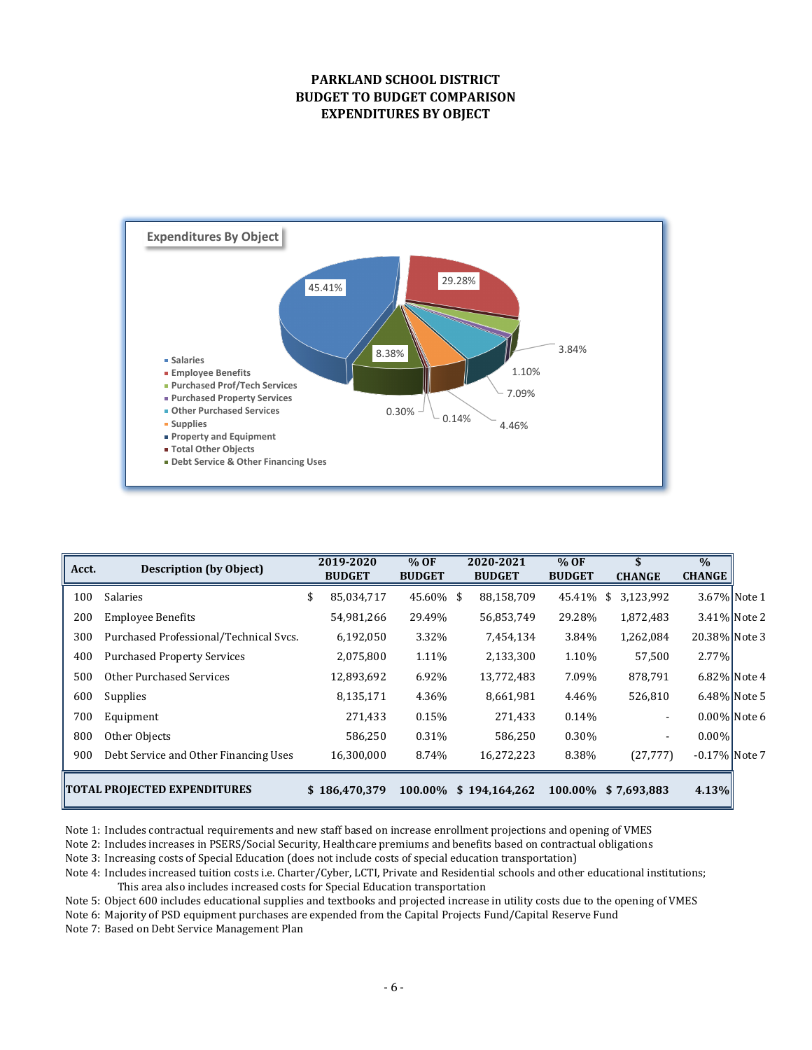# PARKLAND SCHOOL DISTRICT
## BUDGET TO BUDGET COMPARISON
## EXPENDITURES BY OBJECT

Expenditures By Object

45.41%
29.28%
3.84%
1.10%
7.09%
4.46%
0.14%
0.30%
8.38%

- Salaries
- Employee Benefits
- Purchased Prof/Tech Services
- Purchased Property Services
- Other Purchased Services
- Supplies
- Property and Equipment
- Total Other Objects
- Debt Service & Other Financing Uses

| Acct. | Description (by Object) | 2019-2020 BUDGET | % OF BUDGET | 2020-2021 BUDGET | % OF BUDGET | $ CHANGE | % CHANGE | |
|---|---|---|---|---|---|---|---|---|
| 100 | Salaries | $ 85,034,717 | 45.60% | $ 88,158,709 | 45.41% | $ 3,123,992 | 3.67% | Note 1 |
| 200 | Employee Benefits | 54,981,266 | 29.49% | 56,853,749 | 29.28% | 1,872,483 | 3.41% | Note 2 |
| 300 | Purchased Professional/Technical Svcs. | 6,192,050 | 3.32% | 7,454,134 | 3.84% | 1,262,084 | 20.38% | Note 3 |
| 400 | Purchased Property Services | 2,075,800 | 1.11% | 2,133,300 | 1.10% | 57,500 | 2.77% | |
| 500 | Other Purchased Services | 12,893,692 | 6.92% | 13,772,483 | 7.09% | 878,791 | 6.82% | Note 4 |
| 600 | Supplies | 8,135,171 | 4.36% | 8,661,981 | 4.46% | 526,810 | 6.48% | Note 5 |
| 700 | Equipment | 271,433 | 0.15% | 271,433 | 0.14% | - | 0.00% | Note 6 |
| 800 | Other Objects | 586,250 | 0.31% | 586,250 | 0.30% | - | 0.00% | |
| 900 | Debt Service and Other Financing Uses | 16,300,000 | 8.74% | 16,272,223 | 8.38% | (27,777) | -0.17% | Note 7 |
| **TOTAL PROJECTED EXPENDITURES** | | **$ 186,470,379** | **100.00%** | **$ 194,164,262** | **100.00%** | **$ 7,693,883** | **4.13%** | |

Note 1: Includes contractual requirements and new staff based on increase enrollment projections and opening of VMES
Note 2: Includes increases in PSERS/Social Security, Healthcare premiums and benefits based on contractual obligations
Note 3: Increasing costs of Special Education (does not include costs of special education transportation)
Note 4: Includes increased tuition costs i.e. Charter/Cyber, LCTI, Private and Residential schools and other educational institutions; This area also includes increased costs for Special Education transportation
Note 5: Object 600 includes educational supplies and textbooks and projected increase in utility costs due to the opening of VMES
Note 6: Majority of PSD equipment purchases are expended from the Capital Projects Fund/Capital Reserve Fund
Note 7: Based on Debt Service Management Plan